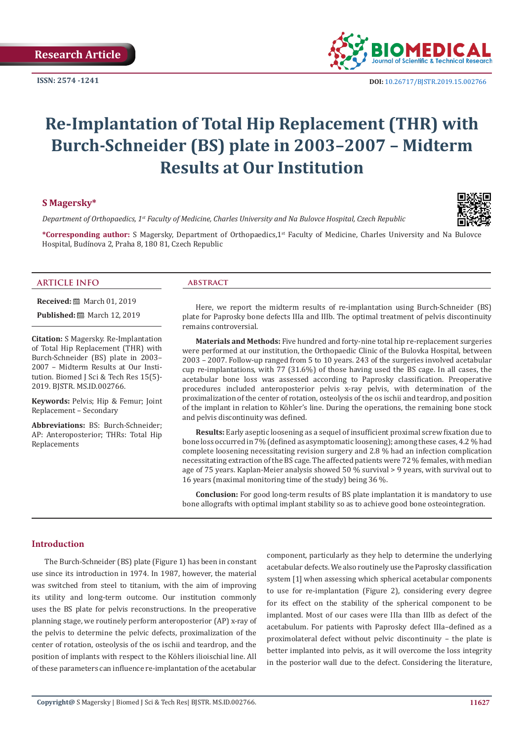Research Article

ISSN: 2574 -1241

DOI: 10.26717/BJSTR.2019.15.002766

# Re-Implantation of Total Hip Replacement (THR) with Burch-Schneider (BS) plate in 2003–2007 – Midterm Results at Our Institution

**S Magersky***

*Department of Orthopaedics, 1st Faculty of Medicine, Charles University and Na Bulovce Hospital, Czech Republic*

**\*Corresponding author:** S Magersky, Department of Orthopaedics,1st Faculty of Medicine, Charles University and Na Bulovce Hospital, Budínova 2, Praha 8, 180 81, Czech Republic

## ARTICLE INFO

**Received:** March 01, 2019

**Published:** March 12, 2019

**Citation:** S Magersky. Re-Implantation of Total Hip Replacement (THR) with Burch-Schneider (BS) plate in 2003–2007 – Midterm Results at Our Institution. Biomed J Sci & Tech Res 15(5)-2019. BJSTR. MS.ID.002766.

**Keywords:** Pelvis; Hip & Femur; Joint Replacement – Secondary

**Abbreviations:** BS: Burch-Schneider; AP: Anteroposterior; THRs: Total Hip Replacements

## ABSTRACT

Here, we report the midterm results of re-implantation using Burch-Schneider (BS) plate for Paprosky bone defects IIIa and IIIb. The optimal treatment of pelvis discontinuity remains controversial.

**Materials and Methods:** Five hundred and forty-nine total hip re-replacement surgeries were performed at our institution, the Orthopaedic Clinic of the Bulovka Hospital, between 2003 – 2007. Follow-up ranged from 5 to 10 years. 243 of the surgeries involved acetabular cup re-implantations, with 77 (31.6%) of those having used the BS cage. In all cases, the acetabular bone loss was assessed according to Paprosky classification. Preoperative procedures included anteroposterior pelvis x-ray pelvis, with determination of the proximalization of the center of rotation, osteolysis of the os ischii and teardrop, and position of the implant in relation to Köhler's line. During the operations, the remaining bone stock and pelvis discontinuity was defined.

**Results:** Early aseptic loosening as a sequel of insufficient proximal screw fixation due to bone loss occurred in 7% (defined as asymptomatic loosening); among these cases, 4.2 % had complete loosening necessitating revision surgery and 2.8 % had an infection complication necessitating extraction of the BS cage. The affected patients were 72 % females, with median age of 75 years. Kaplan-Meier analysis showed 50 % survival > 9 years, with survival out to 16 years (maximal monitoring time of the study) being 36 %.

**Conclusion:** For good long-term results of BS plate implantation it is mandatory to use bone allografts with optimal implant stability so as to achieve good bone osteointegration.

## Introduction

The Burch-Schneider (BS) plate (Figure 1) has been in constant use since its introduction in 1974. In 1987, however, the material was switched from steel to titanium, with the aim of improving its utility and long-term outcome. Our institution commonly uses the BS plate for pelvis reconstructions. In the preoperative planning stage, we routinely perform anteroposterior (AP) x-ray of the pelvis to determine the pelvic defects, proximalization of the center of rotation, osteolysis of the os ischii and teardrop, and the position of implants with respect to the Köhlers ilioischial line. All of these parameters can influence re-implantation of the acetabular component, particularly as they help to determine the underlying acetabular defects. We also routinely use the Paprosky classification system [1] when assessing which spherical acetabular components to use for re-implantation (Figure 2), considering every degree for its effect on the stability of the spherical component to be implanted. Most of our cases were IIIa than IIIb as defect of the acetabulum. For patients with Paprosky defect IIIa–defined as a proximolateral defect without pelvic discontinuity – the plate is better implanted into pelvis, as it will overcome the loss integrity in the posterior wall due to the defect. Considering the literature,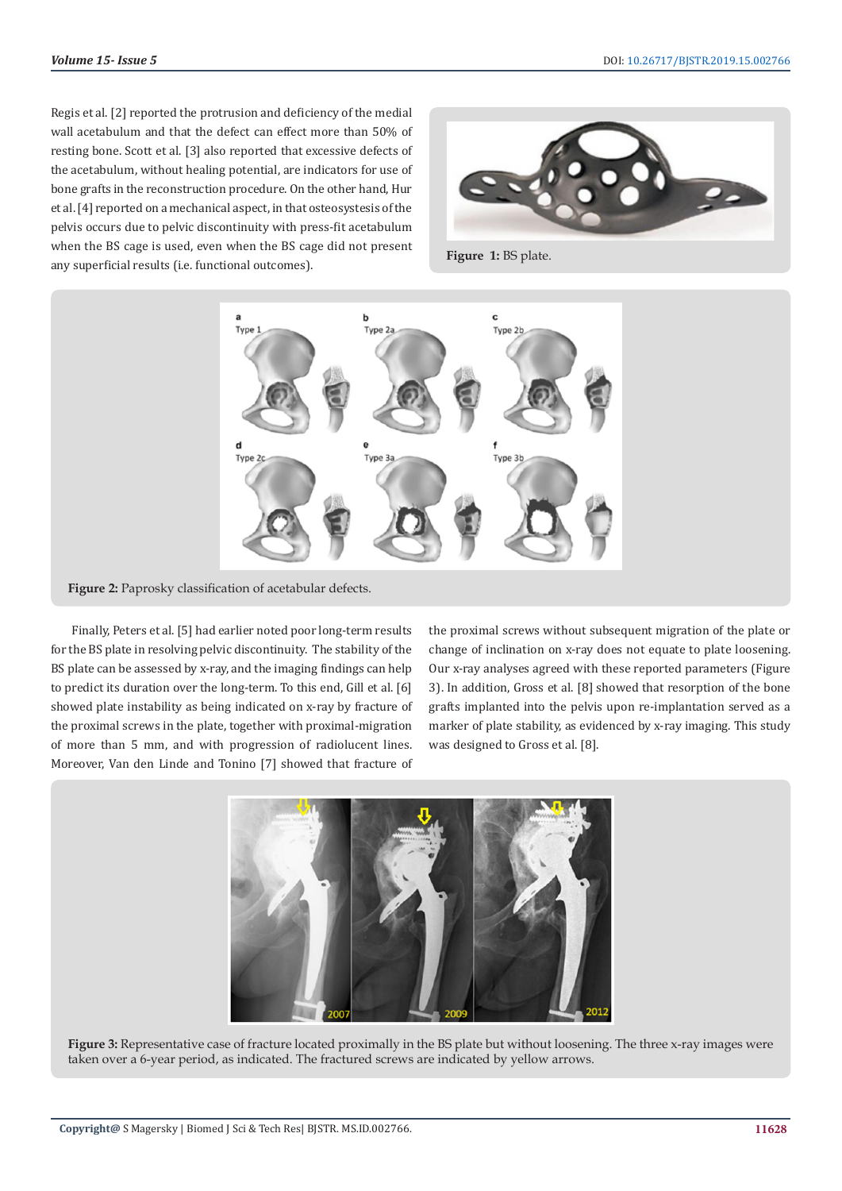Regis et al. [2] reported the protrusion and deficiency of the medial wall acetabulum and that the defect can effect more than 50% of resting bone. Scott et al. [3] also reported that excessive defects of the acetabulum, without healing potential, are indicators for use of bone grafts in the reconstruction procedure. On the other hand, Hur et al. [4] reported on a mechanical aspect, in that osteosystesis of the pelvis occurs due to pelvic discontinuity with press-fit acetabulum when the BS cage is used, even when the BS cage did not present any superficial results (i.e. functional outcomes).

**Figure 1:** BS plate.

**Figure 2:** Paprosky classification of acetabular defects.

Finally, Peters et al. [5] had earlier noted poor long-term results for the BS plate in resolving pelvic discontinuity. The stability of the BS plate can be assessed by x-ray, and the imaging findings can help to predict its duration over the long-term. To this end, Gill et al. [6] showed plate instability as being indicated on x-ray by fracture of the proximal screws in the plate, together with proximal-migration of more than 5 mm, and with progression of radiolucent lines. Moreover, Van den Linde and Tonino [7] showed that fracture of the proximal screws without subsequent migration of the plate or change of inclination on x-ray does not equate to plate loosening. Our x-ray analyses agreed with these reported parameters (Figure 3). In addition, Gross et al. [8] showed that resorption of the bone grafts implanted into the pelvis upon re-implantation served as a marker of plate stability, as evidenced by x-ray imaging. This study was designed to Gross et al. [8].

**Figure 3:** Representative case of fracture located proximally in the BS plate but without loosening. The three x-ray images were taken over a 6-year period, as indicated. The fractured screws are indicated by yellow arrows.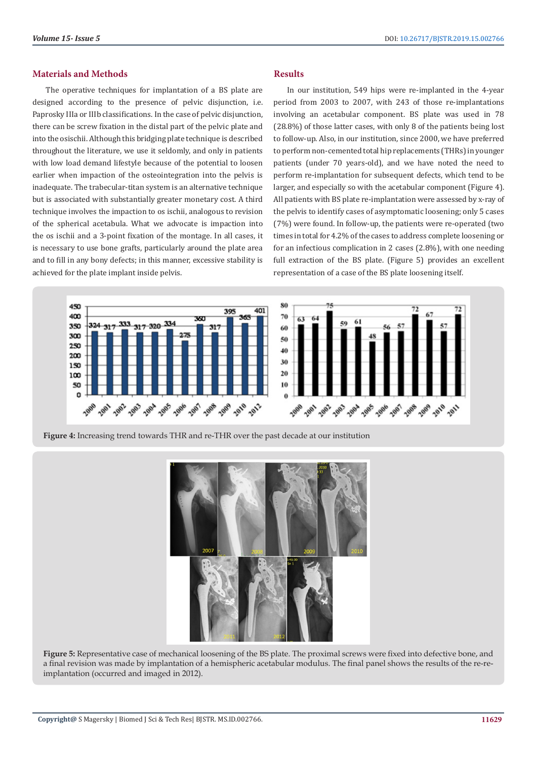## Materials and Methods

The operative techniques for implantation of a BS plate are designed according to the presence of pelvic disjunction, i.e. Paprosky IIIa or IIIb classifications. In the case of pelvic disjunction, there can be screw fixation in the distal part of the pelvic plate and into the osischii. Although this bridging plate technique is described throughout the literature, we use it seldomly, and only in patients with low load demand lifestyle because of the potential to loosen earlier when impaction of the osteointegration into the pelvis is inadequate. The trabecular-titan system is an alternative technique but is associated with substantially greater monetary cost. A third technique involves the impaction to os ischii, analogous to revision of the spherical acetabula. What we advocate is impaction into the os ischii and a 3-point fixation of the montage. In all cases, it is necessary to use bone grafts, particularly around the plate area and to fill in any bony defects; in this manner, excessive stability is achieved for the plate implant inside pelvis.

## Results

In our institution, 549 hips were re-implanted in the 4-year period from 2003 to 2007, with 243 of those re-implantations involving an acetabular component. BS plate was used in 78 (28.8%) of those latter cases, with only 8 of the patients being lost to follow-up. Also, in our institution, since 2000, we have preferred to perform non-cemented total hip replacements (THRs) in younger patients (under 70 years-old), and we have noted the need to perform re-implantation for subsequent defects, which tend to be larger, and especially so with the acetabular component (Figure 4). All patients with BS plate re-implantation were assessed by x-ray of the pelvis to identify cases of asymptomatic loosening; only 5 cases (7%) were found. In follow-up, the patients were re-operated (two times in total for 4.2% of the cases to address complete loosening or for an infectious complication in 2 cases (2.8%), with one needing full extraction of the BS plate. (Figure 5) provides an excellent representation of a case of the BS plate loosening itself.

**Figure 4:** Increasing trend towards THR and re-THR over the past decade at our institution

**Figure 5:** Representative case of mechanical loosening of the BS plate. The proximal screws were fixed into defective bone, and a final revision was made by implantation of a hemispheric acetabular modulus. The final panel shows the results of the re-re-implantation (occurred and imaged in 2012).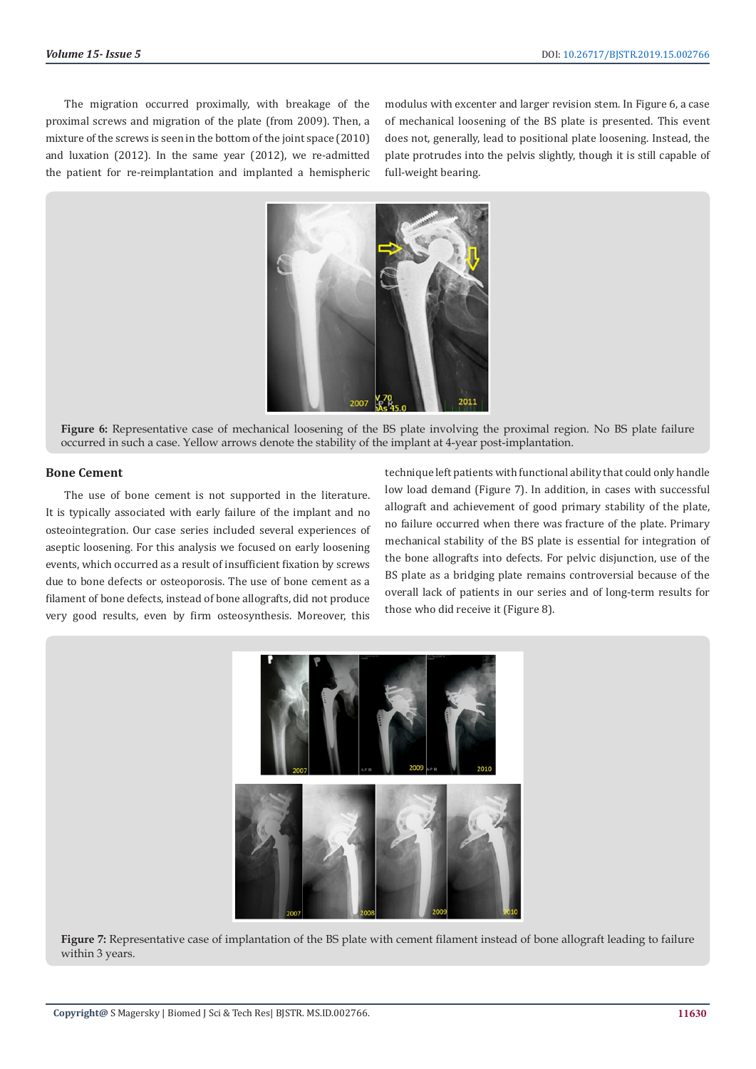The migration occurred proximally, with breakage of the proximal screws and migration of the plate (from 2009). Then, a mixture of the screws is seen in the bottom of the joint space (2010) and luxation (2012). In the same year (2012), we re-admitted the patient for re-reimplantation and implanted a hemispheric modulus with excenter and larger revision stem. In Figure 6, a case of mechanical loosening of the BS plate is presented. This event does not, generally, lead to positional plate loosening. Instead, the plate protrudes into the pelvis slightly, though it is still capable of full-weight bearing.

**Figure 6:** Representative case of mechanical loosening of the BS plate involving the proximal region. No BS plate failure occurred in such a case. Yellow arrows denote the stability of the implant at 4-year post-implantation.

## Bone Cement

The use of bone cement is not supported in the literature. It is typically associated with early failure of the implant and no osteointegration. Our case series included several experiences of aseptic loosening. For this analysis we focused on early loosening events, which occurred as a result of insufficient fixation by screws due to bone defects or osteoporosis. The use of bone cement as a filament of bone defects, instead of bone allografts, did not produce very good results, even by firm osteosynthesis. Moreover, this technique left patients with functional ability that could only handle low load demand (Figure 7). In addition, in cases with successful allograft and achievement of good primary stability of the plate, no failure occurred when there was fracture of the plate. Primary mechanical stability of the BS plate is essential for integration of the bone allografts into defects. For pelvic disjunction, use of the BS plate as a bridging plate remains controversial because of the overall lack of patients in our series and of long-term results for those who did receive it (Figure 8).

**Figure 7:** Representative case of implantation of the BS plate with cement filament instead of bone allograft leading to failure within 3 years.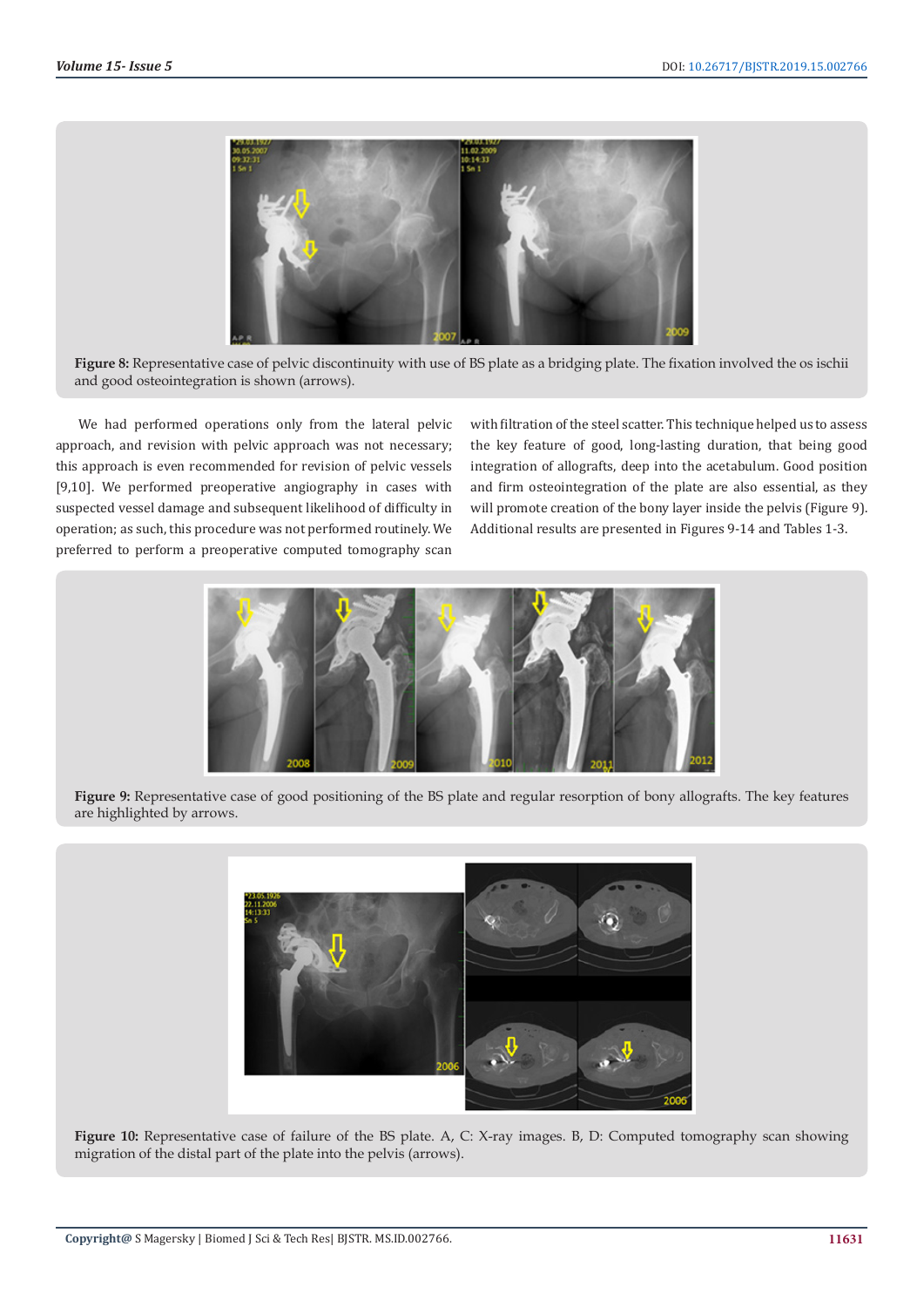**Figure 8:** Representative case of pelvic discontinuity with use of BS plate as a bridging plate. The fixation involved the os ischii and good osteointegration is shown (arrows).

We had performed operations only from the lateral pelvic approach, and revision with pelvic approach was not necessary; this approach is even recommended for revision of pelvic vessels [9,10]. We performed preoperative angiography in cases with suspected vessel damage and subsequent likelihood of difficulty in operation; as such, this procedure was not performed routinely. We preferred to perform a preoperative computed tomography scan with filtration of the steel scatter. This technique helped us to assess the key feature of good, long-lasting duration, that being good integration of allografts, deep into the acetabulum. Good position and firm osteointegration of the plate are also essential, as they will promote creation of the bony layer inside the pelvis (Figure 9). Additional results are presented in Figures 9-14 and Tables 1-3.

**Figure 9:** Representative case of good positioning of the BS plate and regular resorption of bony allografts. The key features are highlighted by arrows.

**Figure 10:** Representative case of failure of the BS plate. A, C: X-ray images. B, D: Computed tomography scan showing migration of the distal part of the plate into the pelvis (arrows).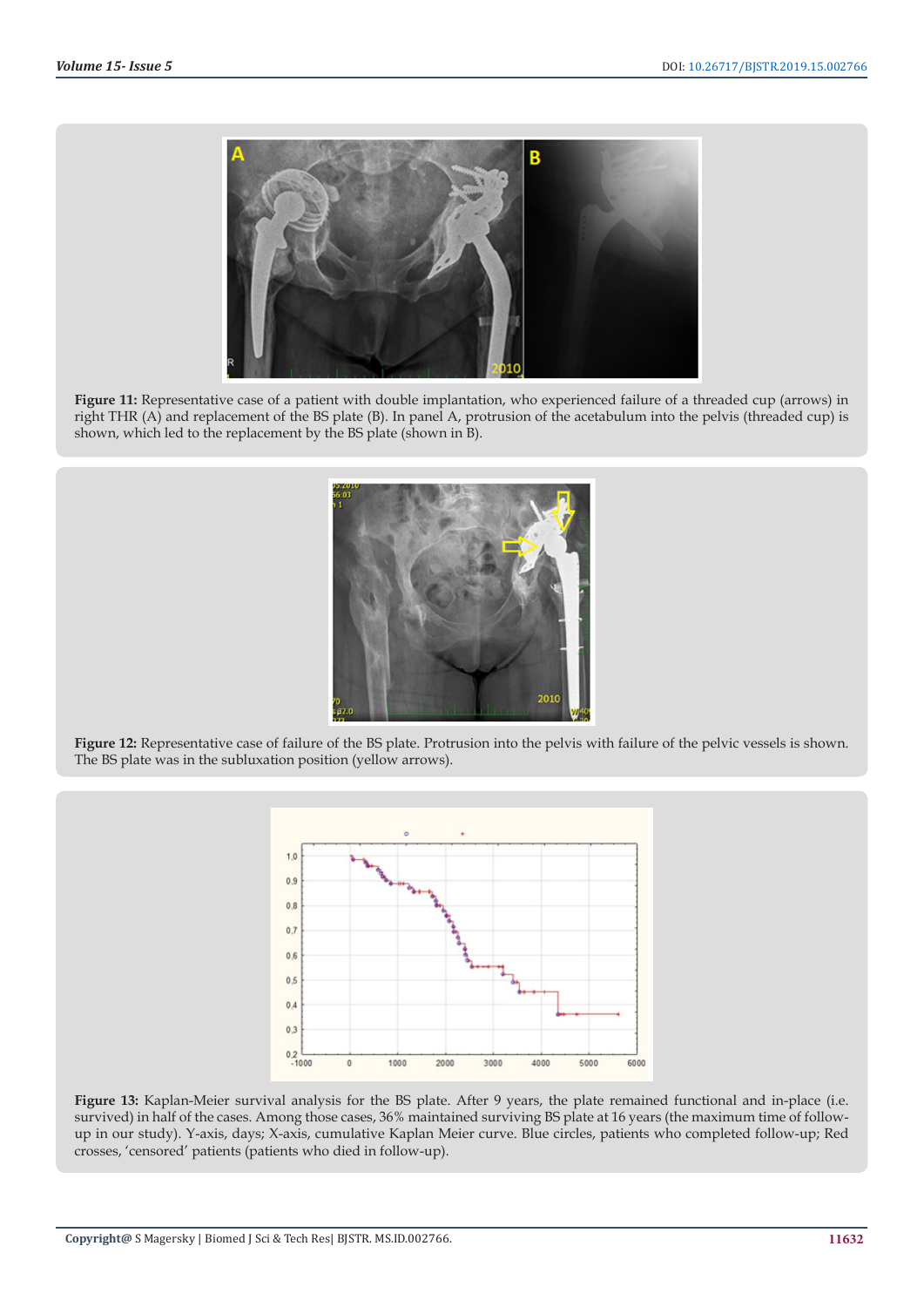**Figure 11:** Representative case of a patient with double implantation, who experienced failure of a threaded cup (arrows) in right THR (A) and replacement of the BS plate (B). In panel A, protrusion of the acetabulum into the pelvis (threaded cup) is shown, which led to the replacement by the BS plate (shown in B).

**Figure 12:** Representative case of failure of the BS plate. Protrusion into the pelvis with failure of the pelvic vessels is shown. The BS plate was in the subluxation position (yellow arrows).

**Figure 13:** Kaplan-Meier survival analysis for the BS plate. After 9 years, the plate remained functional and in-place (i.e. survived) in half of the cases. Among those cases, 36% maintained surviving BS plate at 16 years (the maximum time of follow-up in our study). Y-axis, days; X-axis, cumulative Kaplan Meier curve. Blue circles, patients who completed follow-up; Red crosses, 'censored' patients (patients who died in follow-up).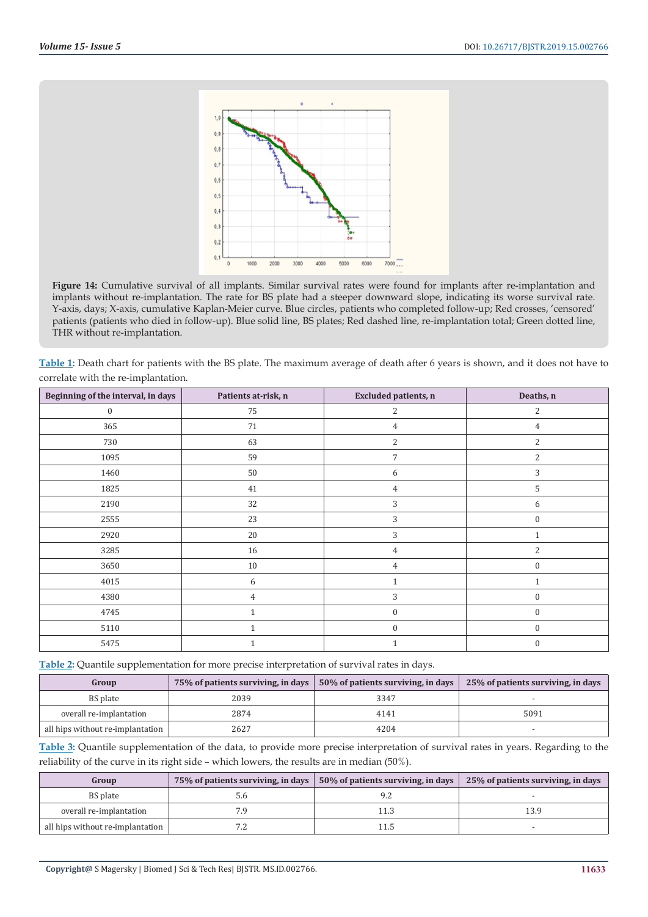**Figure 14:** Cumulative survival of all implants. Similar survival rates were found for implants after re-implantation and implants without re-implantation. The rate for BS plate had a steeper downward slope, indicating its worse survival rate. Y-axis, days; X-axis, cumulative Kaplan-Meier curve. Blue circles, patients who completed follow-up; Red crosses, 'censored' patients (patients who died in follow-up). Blue solid line, BS plates; Red dashed line, re-implantation total; Green dotted line, THR without re-implantation.

**Table 1:** Death chart for patients with the BS plate. The maximum average of death after 6 years is shown, and it does not have to correlate with the re-implantation.

| Beginning of the interval, in days | Patients at-risk, n | Excluded patients, n | Deaths, n |
|---|---|---|---|
| 0 | 75 | 2 | 2 |
| 365 | 71 | 4 | 4 |
| 730 | 63 | 2 | 2 |
| 1095 | 59 | 7 | 2 |
| 1460 | 50 | 6 | 3 |
| 1825 | 41 | 4 | 5 |
| 2190 | 32 | 3 | 6 |
| 2555 | 23 | 3 | 0 |
| 2920 | 20 | 3 | 1 |
| 3285 | 16 | 4 | 2 |
| 3650 | 10 | 4 | 0 |
| 4015 | 6 | 1 | 1 |
| 4380 | 4 | 3 | 0 |
| 4745 | 1 | 0 | 0 |
| 5110 | 1 | 0 | 0 |
| 5475 | 1 | 1 | 0 |

**Table 2:** Quantile supplementation for more precise interpretation of survival rates in days.

| Group | 75% of patients surviving, in days | 50% of patients surviving, in days | 25% of patients surviving, in days |
|---|---|---|---|
| BS plate | 2039 | 3347 | - |
| overall re-implantation | 2874 | 4141 | 5091 |
| all hips without re-implantation | 2627 | 4204 | - |

**Table 3:** Quantile supplementation of the data, to provide more precise interpretation of survival rates in years. Regarding to the reliability of the curve in its right side – which lowers, the results are in median (50%).

| Group | 75% of patients surviving, in days | 50% of patients surviving, in days | 25% of patients surviving, in days |
|---|---|---|---|
| BS plate | 5.6 | 9.2 | - |
| overall re-implantation | 7.9 | 11.3 | 13.9 |
| all hips without re-implantation | 7.2 | 11.5 | - |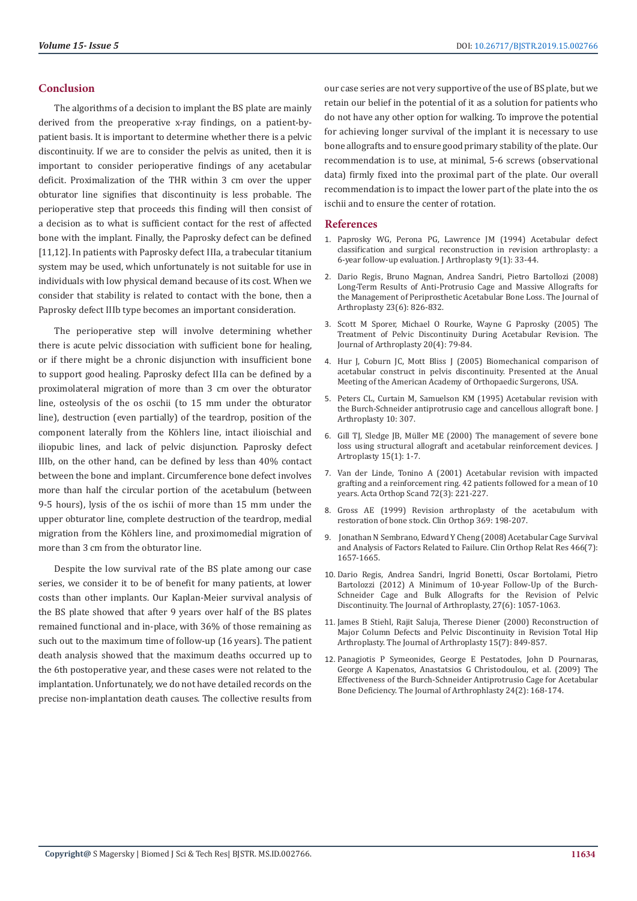## Conclusion

The algorithms of a decision to implant the BS plate are mainly derived from the preoperative x-ray findings, on a patient-by-patient basis. It is important to determine whether there is a pelvic discontinuity. If we are to consider the pelvis as united, then it is important to consider perioperative findings of any acetabular deficit. Proximalization of the THR within 3 cm over the upper obturator line signifies that discontinuity is less probable. The perioperative step that proceeds this finding will then consist of a decision as to what is sufficient contact for the rest of affected bone with the implant. Finally, the Paprosky defect can be defined [11,12]. In patients with Paprosky defect IIIa, a trabecular titanium system may be used, which unfortunately is not suitable for use in individuals with low physical demand because of its cost. When we consider that stability is related to contact with the bone, then a Paprosky defect IIIb type becomes an important consideration.

The perioperative step will involve determining whether there is acute pelvic dissociation with sufficient bone for healing, or if there might be a chronic disjunction with insufficient bone to support good healing. Paprosky defect IIIa can be defined by a proximolateral migration of more than 3 cm over the obturator line, osteolysis of the os oschii (to 15 mm under the obturator line), destruction (even partially) of the teardrop, position of the component laterally from the Köhlers line, intact ilioischial and iliopubic lines, and lack of pelvic disjunction. Paprosky defect IIIb, on the other hand, can be defined by less than 40% contact between the bone and implant. Circumference bone defect involves more than half the circular portion of the acetabulum (between 9-5 hours), lysis of the os ischii of more than 15 mm under the upper obturator line, complete destruction of the teardrop, medial migration from the Köhlers line, and proximomedial migration of more than 3 cm from the obturator line.

Despite the low survival rate of the BS plate among our case series, we consider it to be of benefit for many patients, at lower costs than other implants. Our Kaplan-Meier survival analysis of the BS plate showed that after 9 years over half of the BS plates remained functional and in-place, with 36% of those remaining as such out to the maximum time of follow-up (16 years). The patient death analysis showed that the maximum deaths occurred up to the 6th postoperative year, and these cases were not related to the implantation. Unfortunately, we do not have detailed records on the precise non-implantation death causes. The collective results from our case series are not very supportive of the use of BS plate, but we retain our belief in the potential of it as a solution for patients who do not have any other option for walking. To improve the potential for achieving longer survival of the implant it is necessary to use bone allografts and to ensure good primary stability of the plate. Our recommendation is to use, at minimal, 5-6 screws (observational data) firmly fixed into the proximal part of the plate. Our overall recommendation is to impact the lower part of the plate into the os ischii and to ensure the center of rotation.

## References

1. Paprosky WG, Perona PG, Lawrence JM (1994) Acetabular defect classification and surgical reconstruction in revision arthroplasty: a 6-year follow-up evaluation. J Arthroplasty 9(1): 33-44.
2. Dario Regis, Bruno Magnan, Andrea Sandri, Pietro Bartollozi (2008) Long-Term Results of Anti-Protrusio Cage and Massive Allografts for the Management of Periprosthetic Acetabular Bone Loss. The Journal of Arthroplasty 23(6): 826-832.
3. Scott M Sporer, Michael O Rourke, Wayne G Paprosky (2005) The Treatment of Pelvic Discontinuity During Acetabular Revision. The Journal of Arthroplasty 20(4): 79-84.
4. Hur J, Coburn JC, Mott Bliss J (2005) Biomechanical comparison of acetabular construct in pelvis discontinuity. Presented at the Anual Meeting of the American Academy of Orthopaedic Surgerons, USA.
5. Peters CL, Curtain M, Samuelson KM (1995) Acetabular revision with the Burch-Schneider antiprotrusio cage and cancellous allograft bone. J Arthroplasty 10: 307.
6. Gill TJ, Sledge JB, Müller ME (2000) The management of severe bone loss using structural allograft and acetabular reinforcement devices. J Artroplasty 15(1): 1-7.
7. Van der Linde, Tonino A (2001) Acetabular revision with impacted grafting and a reinforcement ring. 42 patients followed for a mean of 10 years. Acta Orthop Scand 72(3): 221-227.
8. Gross AE (1999) Revision arthroplasty of the acetabulum with restoration of bone stock. Clin Orthop 369: 198-207.
9. Jonathan N Sembrano, Edward Y Cheng (2008) Acetabular Cage Survival and Analysis of Factors Related to Failure. Clin Orthop Relat Res 466(7): 1657-1665.
10. Dario Regis, Andrea Sandri, Ingrid Bonetti, Oscar Bortolami, Pietro Bartolozzi (2012) A Minimum of 10-year Follow-Up of the Burch-Schneider Cage and Bulk Allografts for the Revision of Pelvic Discontinuity. The Journal of Arthroplasty, 27(6): 1057-1063.
11. James B Stiehl, Rajit Saluja, Therese Diener (2000) Reconstruction of Major Column Defects and Pelvic Discontinuity in Revision Total Hip Arthroplasty. The Journal of Arthroplasty 15(7): 849-857.
12. Panagiotis P Symeonides, George E Pestatodes, John D Pournaras, George A Kapenatos, Anastatsios G Christodoulou, et al. (2009) The Effectiveness of the Burch-Schneider Antiprotrusio Cage for Acetabular Bone Deficiency. The Journal of Arthrophlasty 24(2): 168-174.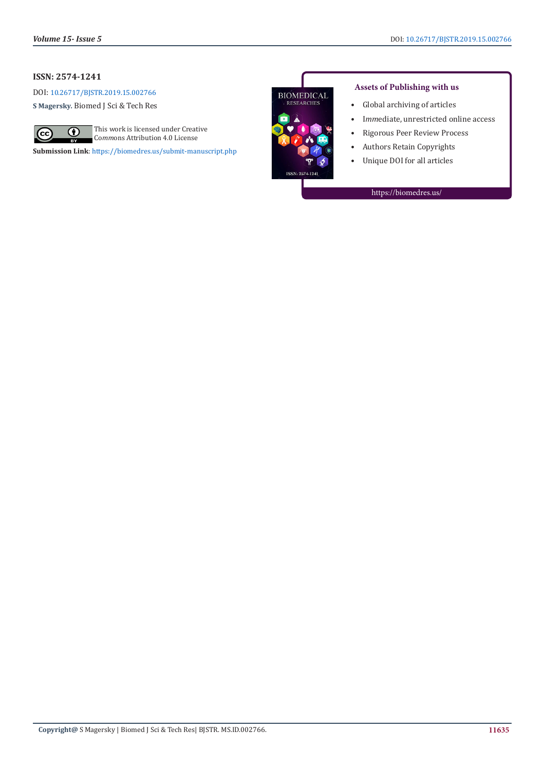**ISSN: 2574-1241**

DOI: 10.26717/BJSTR.2019.15.002766

**S Magersky.** Biomed J Sci & Tech Res

This work is licensed under Creative Commons Attribution 4.0 License

**Submission Link**: https://biomedres.us/submit-manuscript.php

### Assets of Publishing with us

- Global archiving of articles
- Immediate, unrestricted online access
- Rigorous Peer Review Process
- Authors Retain Copyrights
- Unique DOI for all articles

https://biomedres.us/